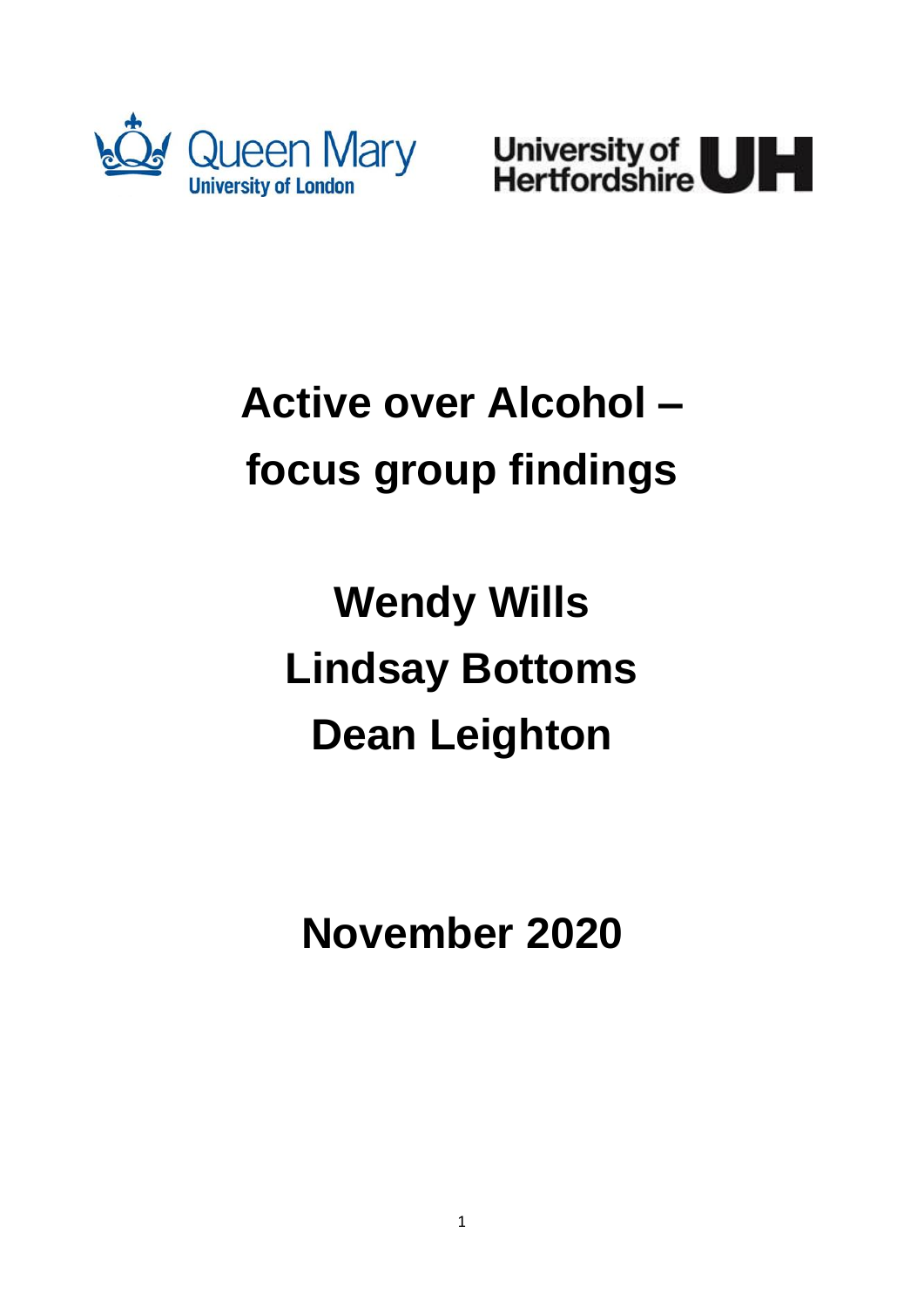# Active over Alcohol – focus group findings

**Wendy Wills**
**Lindsay Bottoms**
**Dean Leighton**

**November 2020**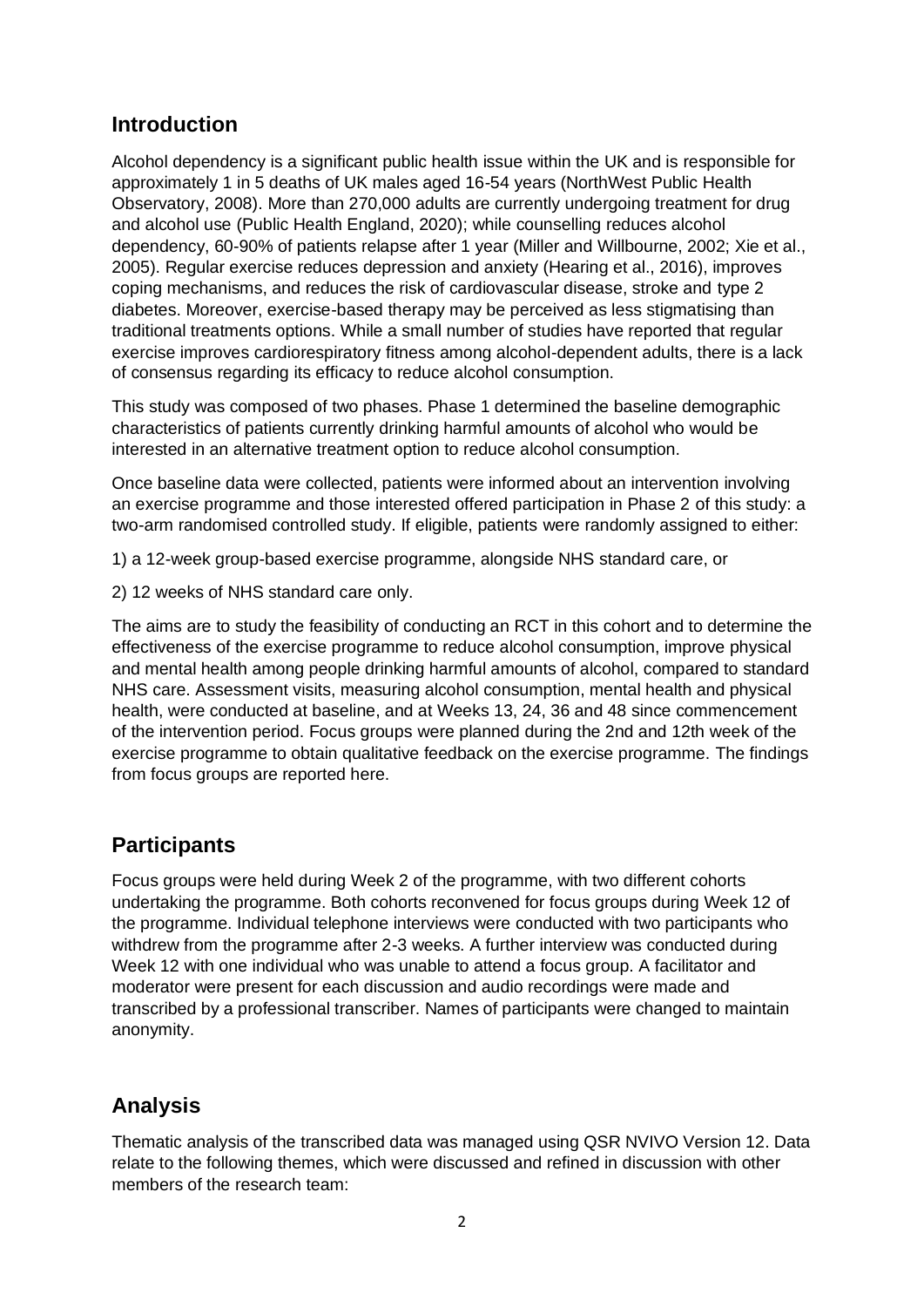## Introduction

Alcohol dependency is a significant public health issue within the UK and is responsible for approximately 1 in 5 deaths of UK males aged 16-54 years (NorthWest Public Health Observatory, 2008). More than 270,000 adults are currently undergoing treatment for drug and alcohol use (Public Health England, 2020); while counselling reduces alcohol dependency, 60-90% of patients relapse after 1 year (Miller and Willbourne, 2002; Xie et al., 2005). Regular exercise reduces depression and anxiety (Hearing et al., 2016), improves coping mechanisms, and reduces the risk of cardiovascular disease, stroke and type 2 diabetes. Moreover, exercise-based therapy may be perceived as less stigmatising than traditional treatments options. While a small number of studies have reported that regular exercise improves cardiorespiratory fitness among alcohol-dependent adults, there is a lack of consensus regarding its efficacy to reduce alcohol consumption.

This study was composed of two phases. Phase 1 determined the baseline demographic characteristics of patients currently drinking harmful amounts of alcohol who would be interested in an alternative treatment option to reduce alcohol consumption.

Once baseline data were collected, patients were informed about an intervention involving an exercise programme and those interested offered participation in Phase 2 of this study: a two-arm randomised controlled study. If eligible, patients were randomly assigned to either:

1) a 12-week group-based exercise programme, alongside NHS standard care, or

2) 12 weeks of NHS standard care only.

The aims are to study the feasibility of conducting an RCT in this cohort and to determine the effectiveness of the exercise programme to reduce alcohol consumption, improve physical and mental health among people drinking harmful amounts of alcohol, compared to standard NHS care. Assessment visits, measuring alcohol consumption, mental health and physical health, were conducted at baseline, and at Weeks 13, 24, 36 and 48 since commencement of the intervention period. Focus groups were planned during the 2nd and 12th week of the exercise programme to obtain qualitative feedback on the exercise programme. The findings from focus groups are reported here.

## Participants

Focus groups were held during Week 2 of the programme, with two different cohorts undertaking the programme. Both cohorts reconvened for focus groups during Week 12 of the programme. Individual telephone interviews were conducted with two participants who withdrew from the programme after 2-3 weeks. A further interview was conducted during Week 12 with one individual who was unable to attend a focus group. A facilitator and moderator were present for each discussion and audio recordings were made and transcribed by a professional transcriber. Names of participants were changed to maintain anonymity.

## Analysis

Thematic analysis of the transcribed data was managed using QSR NVIVO Version 12. Data relate to the following themes, which were discussed and refined in discussion with other members of the research team: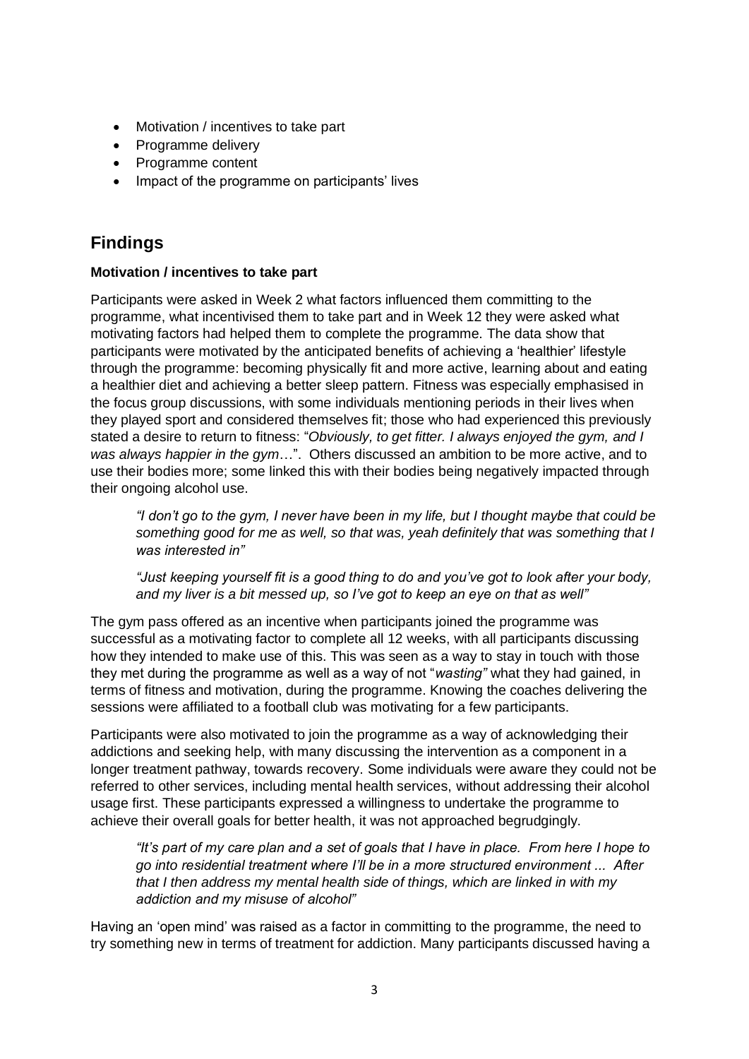- Motivation / incentives to take part
- Programme delivery
- Programme content
- Impact of the programme on participants' lives

## Findings

### Motivation / incentives to take part

Participants were asked in Week 2 what factors influenced them committing to the programme, what incentivised them to take part and in Week 12 they were asked what motivating factors had helped them to complete the programme. The data show that participants were motivated by the anticipated benefits of achieving a 'healthier' lifestyle through the programme: becoming physically fit and more active, learning about and eating a healthier diet and achieving a better sleep pattern. Fitness was especially emphasised in the focus group discussions, with some individuals mentioning periods in their lives when they played sport and considered themselves fit; those who had experienced this previously stated a desire to return to fitness: "*Obviously, to get fitter. I always enjoyed the gym, and I was always happier in the gym*…". Others discussed an ambition to be more active, and to use their bodies more; some linked this with their bodies being negatively impacted through their ongoing alcohol use.

> *"I don't go to the gym, I never have been in my life, but I thought maybe that could be something good for me as well, so that was, yeah definitely that was something that I was interested in"*
>
> *"Just keeping yourself fit is a good thing to do and you've got to look after your body, and my liver is a bit messed up, so I've got to keep an eye on that as well"*

The gym pass offered as an incentive when participants joined the programme was successful as a motivating factor to complete all 12 weeks, with all participants discussing how they intended to make use of this. This was seen as a way to stay in touch with those they met during the programme as well as a way of not "*wasting"* what they had gained, in terms of fitness and motivation, during the programme. Knowing the coaches delivering the sessions were affiliated to a football club was motivating for a few participants.

Participants were also motivated to join the programme as a way of acknowledging their addictions and seeking help, with many discussing the intervention as a component in a longer treatment pathway, towards recovery. Some individuals were aware they could not be referred to other services, including mental health services, without addressing their alcohol usage first. These participants expressed a willingness to undertake the programme to achieve their overall goals for better health, it was not approached begrudgingly.

> *"It's part of my care plan and a set of goals that I have in place. From here I hope to go into residential treatment where I'll be in a more structured environment ... After that I then address my mental health side of things, which are linked in with my addiction and my misuse of alcohol"*

Having an 'open mind' was raised as a factor in committing to the programme, the need to try something new in terms of treatment for addiction. Many participants discussed having a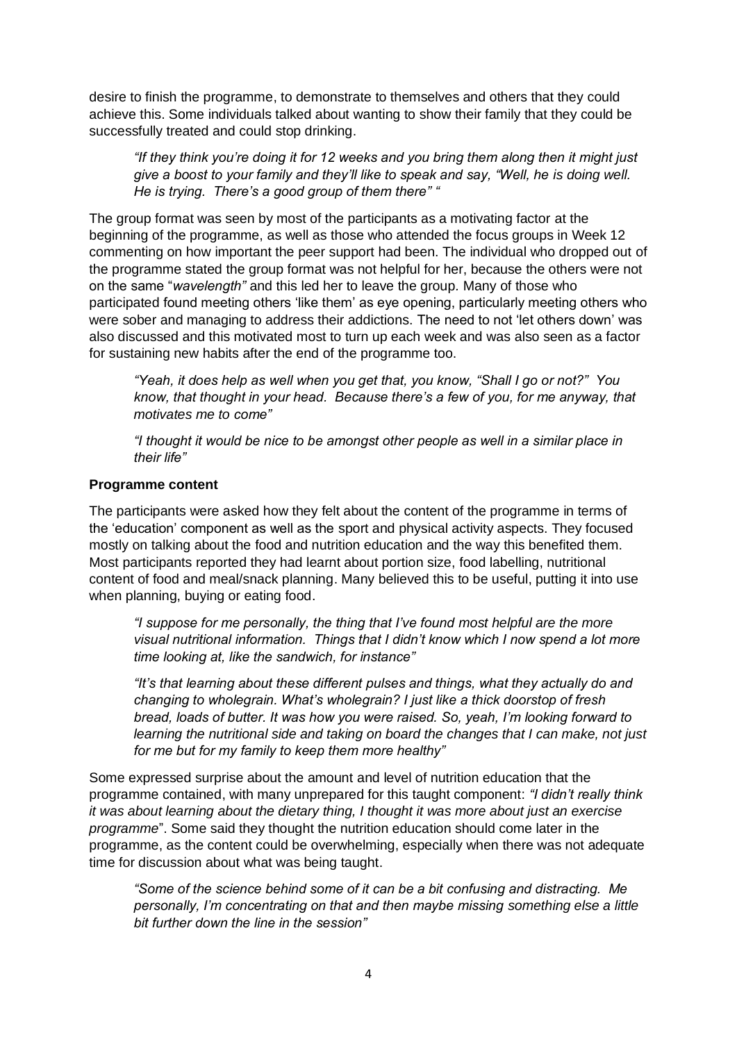desire to finish the programme, to demonstrate to themselves and others that they could achieve this. Some individuals talked about wanting to show their family that they could be successfully treated and could stop drinking.

> *"If they think you're doing it for 12 weeks and you bring them along then it might just give a boost to your family and they'll like to speak and say, "Well, he is doing well. He is trying. There's a good group of them there" "*

The group format was seen by most of the participants as a motivating factor at the beginning of the programme, as well as those who attended the focus groups in Week 12 commenting on how important the peer support had been. The individual who dropped out of the programme stated the group format was not helpful for her, because the others were not on the same "*wavelength"* and this led her to leave the group. Many of those who participated found meeting others 'like them' as eye opening, particularly meeting others who were sober and managing to address their addictions. The need to not 'let others down' was also discussed and this motivated most to turn up each week and was also seen as a factor for sustaining new habits after the end of the programme too.

> *"Yeah, it does help as well when you get that, you know, "Shall I go or not?" You know, that thought in your head. Because there's a few of you, for me anyway, that motivates me to come"*

> *"I thought it would be nice to be amongst other people as well in a similar place in their life"*

**Programme content**

The participants were asked how they felt about the content of the programme in terms of the 'education' component as well as the sport and physical activity aspects. They focused mostly on talking about the food and nutrition education and the way this benefited them. Most participants reported they had learnt about portion size, food labelling, nutritional content of food and meal/snack planning. Many believed this to be useful, putting it into use when planning, buying or eating food.

> *"I suppose for me personally, the thing that I've found most helpful are the more visual nutritional information. Things that I didn't know which I now spend a lot more time looking at, like the sandwich, for instance"*

> *"It's that learning about these different pulses and things, what they actually do and changing to wholegrain. What's wholegrain? I just like a thick doorstop of fresh bread, loads of butter. It was how you were raised. So, yeah, I'm looking forward to learning the nutritional side and taking on board the changes that I can make, not just for me but for my family to keep them more healthy"*

Some expressed surprise about the amount and level of nutrition education that the programme contained, with many unprepared for this taught component: *"I didn't really think it was about learning about the dietary thing, I thought it was more about just an exercise programme*". Some said they thought the nutrition education should come later in the programme, as the content could be overwhelming, especially when there was not adequate time for discussion about what was being taught.

> *"Some of the science behind some of it can be a bit confusing and distracting. Me personally, I'm concentrating on that and then maybe missing something else a little bit further down the line in the session"*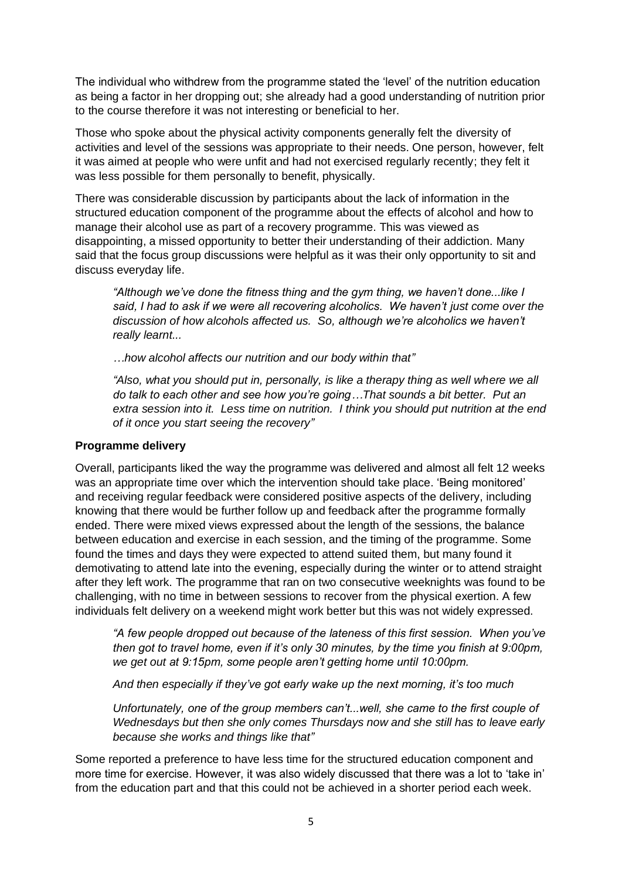The individual who withdrew from the programme stated the 'level' of the nutrition education as being a factor in her dropping out; she already had a good understanding of nutrition prior to the course therefore it was not interesting or beneficial to her.

Those who spoke about the physical activity components generally felt the diversity of activities and level of the sessions was appropriate to their needs. One person, however, felt it was aimed at people who were unfit and had not exercised regularly recently; they felt it was less possible for them personally to benefit, physically.

There was considerable discussion by participants about the lack of information in the structured education component of the programme about the effects of alcohol and how to manage their alcohol use as part of a recovery programme. This was viewed as disappointing, a missed opportunity to better their understanding of their addiction. Many said that the focus group discussions were helpful as it was their only opportunity to sit and discuss everyday life.

> *"Although we've done the fitness thing and the gym thing, we haven't done...like I said, I had to ask if we were all recovering alcoholics. We haven't just come over the discussion of how alcohols affected us. So, although we're alcoholics we haven't really learnt...*
>
> *…how alcohol affects our nutrition and our body within that"*
>
> *"Also, what you should put in, personally, is like a therapy thing as well where we all do talk to each other and see how you're going…That sounds a bit better. Put an extra session into it. Less time on nutrition. I think you should put nutrition at the end of it once you start seeing the recovery"*

**Programme delivery**

Overall, participants liked the way the programme was delivered and almost all felt 12 weeks was an appropriate time over which the intervention should take place. 'Being monitored' and receiving regular feedback were considered positive aspects of the delivery, including knowing that there would be further follow up and feedback after the programme formally ended. There were mixed views expressed about the length of the sessions, the balance between education and exercise in each session, and the timing of the programme. Some found the times and days they were expected to attend suited them, but many found it demotivating to attend late into the evening, especially during the winter or to attend straight after they left work. The programme that ran on two consecutive weeknights was found to be challenging, with no time in between sessions to recover from the physical exertion. A few individuals felt delivery on a weekend might work better but this was not widely expressed.

> *"A few people dropped out because of the lateness of this first session. When you've then got to travel home, even if it's only 30 minutes, by the time you finish at 9:00pm, we get out at 9:15pm, some people aren't getting home until 10:00pm.*
>
> *And then especially if they've got early wake up the next morning, it's too much*
>
> *Unfortunately, one of the group members can't...well, she came to the first couple of Wednesdays but then she only comes Thursdays now and she still has to leave early because she works and things like that"*

Some reported a preference to have less time for the structured education component and more time for exercise. However, it was also widely discussed that there was a lot to 'take in' from the education part and that this could not be achieved in a shorter period each week.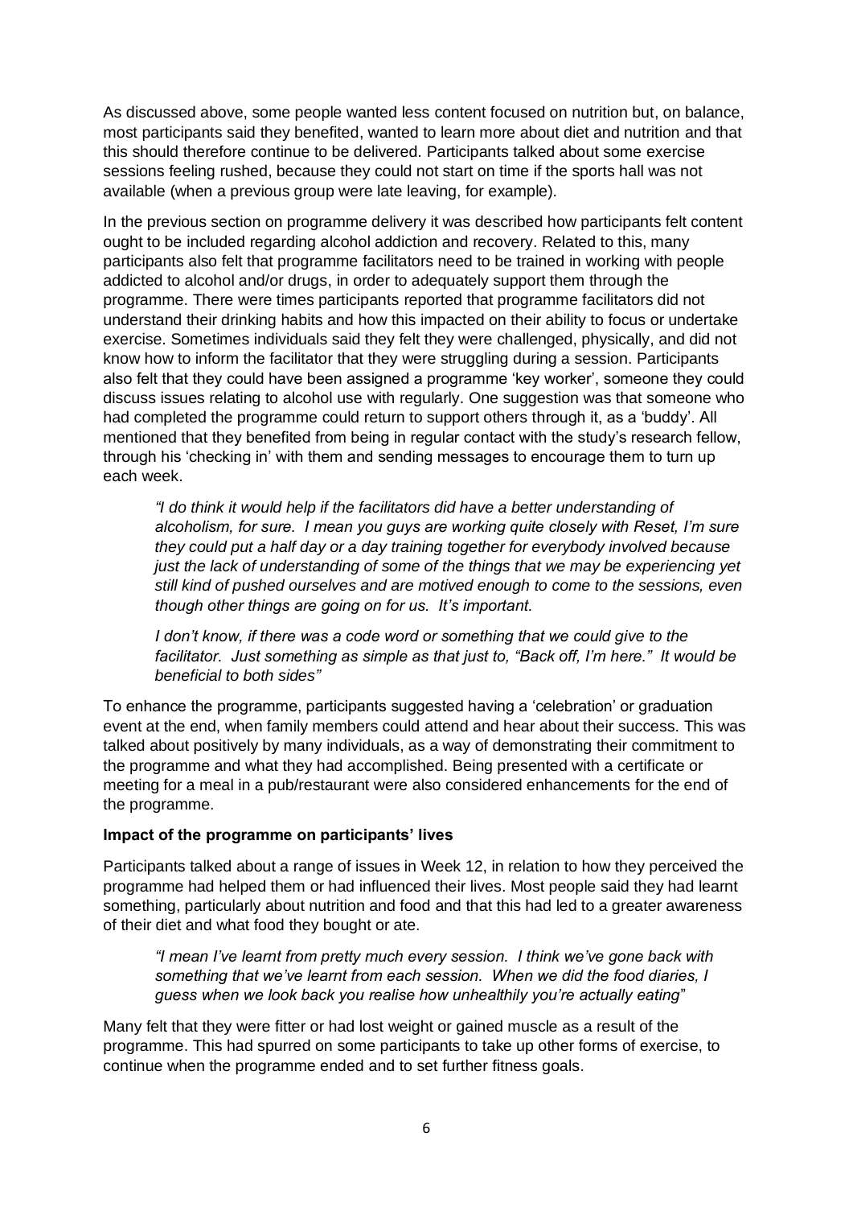As discussed above, some people wanted less content focused on nutrition but, on balance, most participants said they benefited, wanted to learn more about diet and nutrition and that this should therefore continue to be delivered. Participants talked about some exercise sessions feeling rushed, because they could not start on time if the sports hall was not available (when a previous group were late leaving, for example).

In the previous section on programme delivery it was described how participants felt content ought to be included regarding alcohol addiction and recovery. Related to this, many participants also felt that programme facilitators need to be trained in working with people addicted to alcohol and/or drugs, in order to adequately support them through the programme. There were times participants reported that programme facilitators did not understand their drinking habits and how this impacted on their ability to focus or undertake exercise. Sometimes individuals said they felt they were challenged, physically, and did not know how to inform the facilitator that they were struggling during a session. Participants also felt that they could have been assigned a programme 'key worker', someone they could discuss issues relating to alcohol use with regularly. One suggestion was that someone who had completed the programme could return to support others through it, as a 'buddy'. All mentioned that they benefited from being in regular contact with the study's research fellow, through his 'checking in' with them and sending messages to encourage them to turn up each week.

> *"I do think it would help if the facilitators did have a better understanding of alcoholism, for sure. I mean you guys are working quite closely with Reset, I'm sure they could put a half day or a day training together for everybody involved because just the lack of understanding of some of the things that we may be experiencing yet still kind of pushed ourselves and are motived enough to come to the sessions, even though other things are going on for us. It's important.*
>
> *I don't know, if there was a code word or something that we could give to the facilitator. Just something as simple as that just to, "Back off, I'm here." It would be beneficial to both sides"*

To enhance the programme, participants suggested having a 'celebration' or graduation event at the end, when family members could attend and hear about their success. This was talked about positively by many individuals, as a way of demonstrating their commitment to the programme and what they had accomplished. Being presented with a certificate or meeting for a meal in a pub/restaurant were also considered enhancements for the end of the programme.

**Impact of the programme on participants' lives**

Participants talked about a range of issues in Week 12, in relation to how they perceived the programme had helped them or had influenced their lives. Most people said they had learnt something, particularly about nutrition and food and that this had led to a greater awareness of their diet and what food they bought or ate.

> *"I mean I've learnt from pretty much every session. I think we've gone back with something that we've learnt from each session. When we did the food diaries, I guess when we look back you realise how unhealthily you're actually eating"*

Many felt that they were fitter or had lost weight or gained muscle as a result of the programme. This had spurred on some participants to take up other forms of exercise, to continue when the programme ended and to set further fitness goals.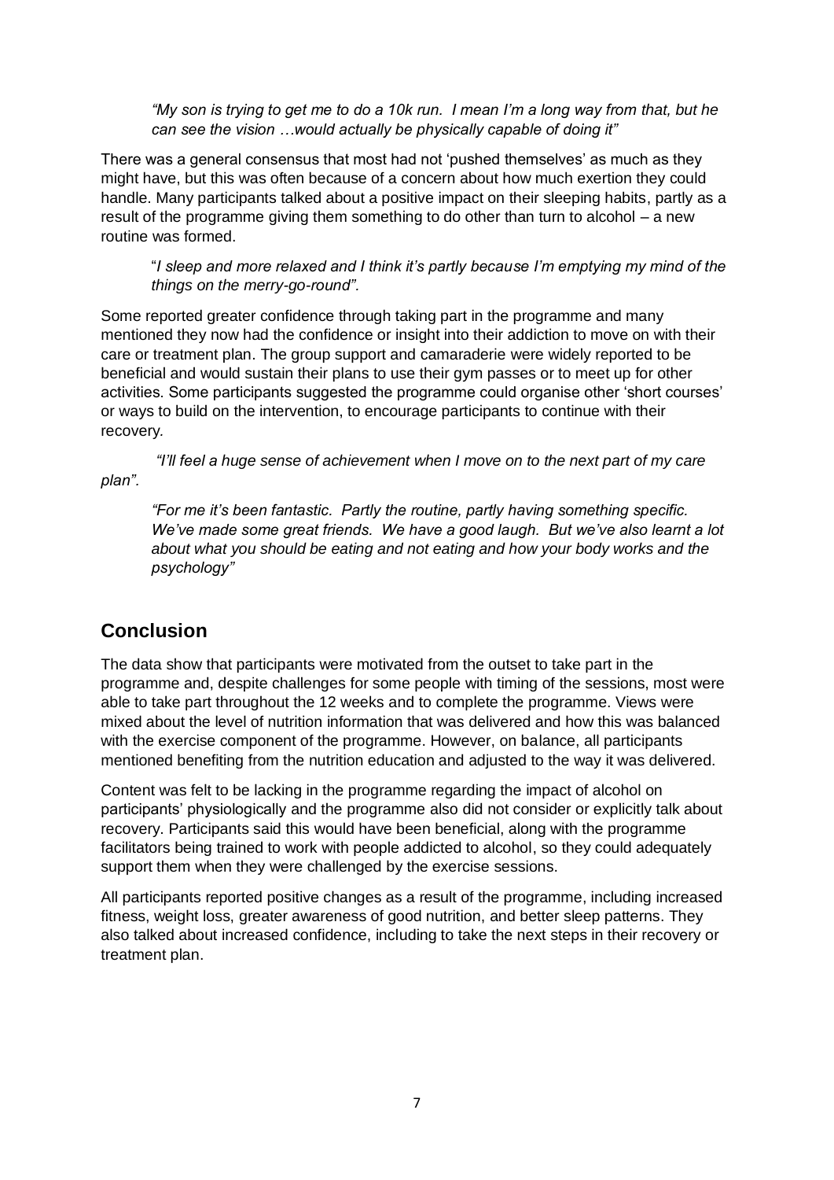*"My son is trying to get me to do a 10k run. I mean I'm a long way from that, but he can see the vision …would actually be physically capable of doing it"*

There was a general consensus that most had not 'pushed themselves' as much as they might have, but this was often because of a concern about how much exertion they could handle. Many participants talked about a positive impact on their sleeping habits, partly as a result of the programme giving them something to do other than turn to alcohol – a new routine was formed.

"*I sleep and more relaxed and I think it's partly because I'm emptying my mind of the things on the merry-go-round".*

Some reported greater confidence through taking part in the programme and many mentioned they now had the confidence or insight into their addiction to move on with their care or treatment plan. The group support and camaraderie were widely reported to be beneficial and would sustain their plans to use their gym passes or to meet up for other activities. Some participants suggested the programme could organise other 'short courses' or ways to build on the intervention, to encourage participants to continue with their recovery.

*"I'll feel a huge sense of achievement when I move on to the next part of my care plan".*

*"For me it's been fantastic. Partly the routine, partly having something specific. We've made some great friends. We have a good laugh. But we've also learnt a lot about what you should be eating and not eating and how your body works and the psychology"*

## Conclusion

The data show that participants were motivated from the outset to take part in the programme and, despite challenges for some people with timing of the sessions, most were able to take part throughout the 12 weeks and to complete the programme. Views were mixed about the level of nutrition information that was delivered and how this was balanced with the exercise component of the programme. However, on balance, all participants mentioned benefiting from the nutrition education and adjusted to the way it was delivered.

Content was felt to be lacking in the programme regarding the impact of alcohol on participants' physiologically and the programme also did not consider or explicitly talk about recovery. Participants said this would have been beneficial, along with the programme facilitators being trained to work with people addicted to alcohol, so they could adequately support them when they were challenged by the exercise sessions.

All participants reported positive changes as a result of the programme, including increased fitness, weight loss, greater awareness of good nutrition, and better sleep patterns. They also talked about increased confidence, including to take the next steps in their recovery or treatment plan.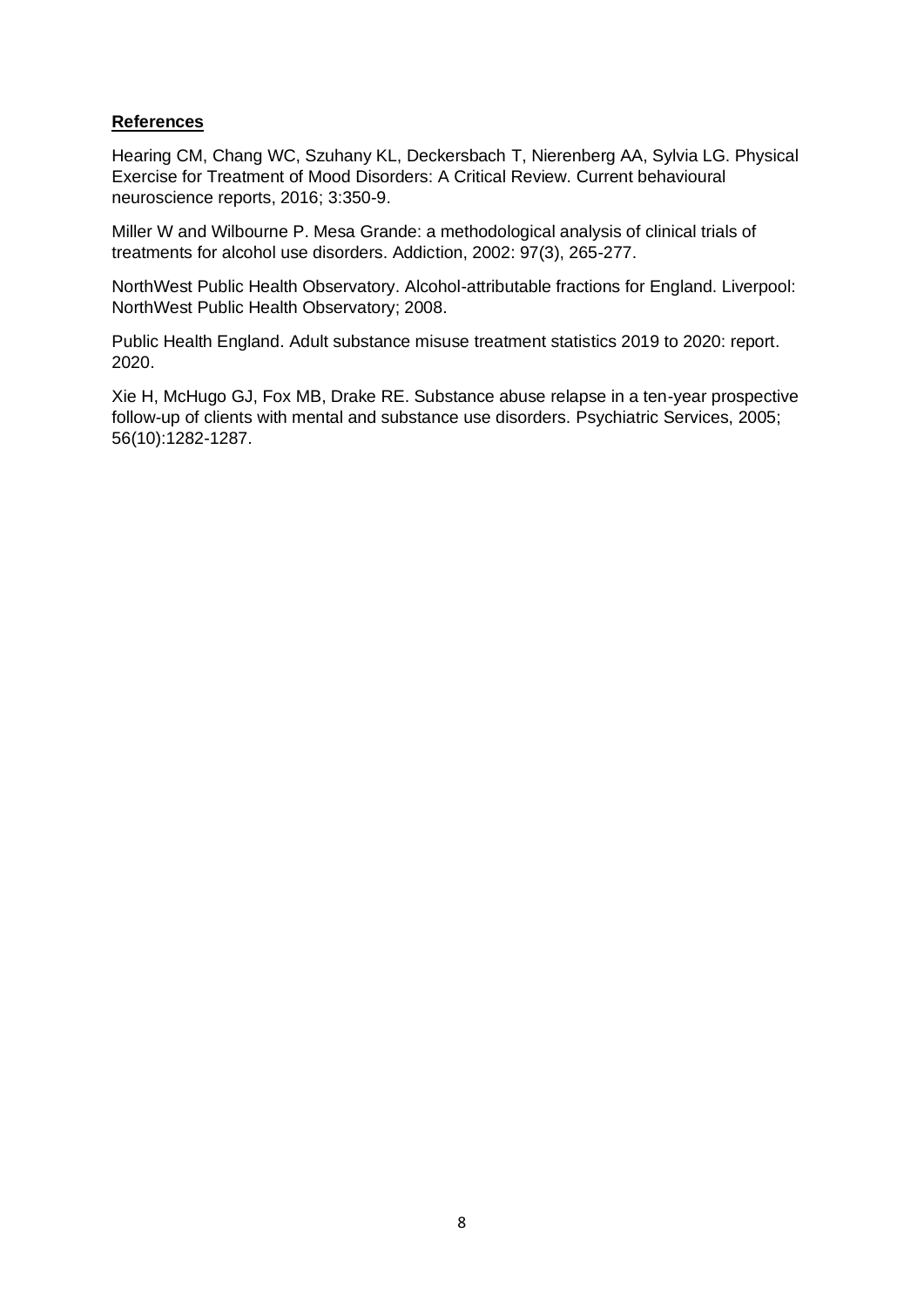**References**

Hearing CM, Chang WC, Szuhany KL, Deckersbach T, Nierenberg AA, Sylvia LG. Physical Exercise for Treatment of Mood Disorders: A Critical Review. Current behavioural neuroscience reports, 2016; 3:350-9.

Miller W and Wilbourne P. Mesa Grande: a methodological analysis of clinical trials of treatments for alcohol use disorders. Addiction, 2002: 97(3), 265-277.

NorthWest Public Health Observatory. Alcohol-attributable fractions for England. Liverpool: NorthWest Public Health Observatory; 2008.

Public Health England. Adult substance misuse treatment statistics 2019 to 2020: report. 2020.

Xie H, McHugo GJ, Fox MB, Drake RE. Substance abuse relapse in a ten-year prospective follow-up of clients with mental and substance use disorders. Psychiatric Services, 2005; 56(10):1282-1287.